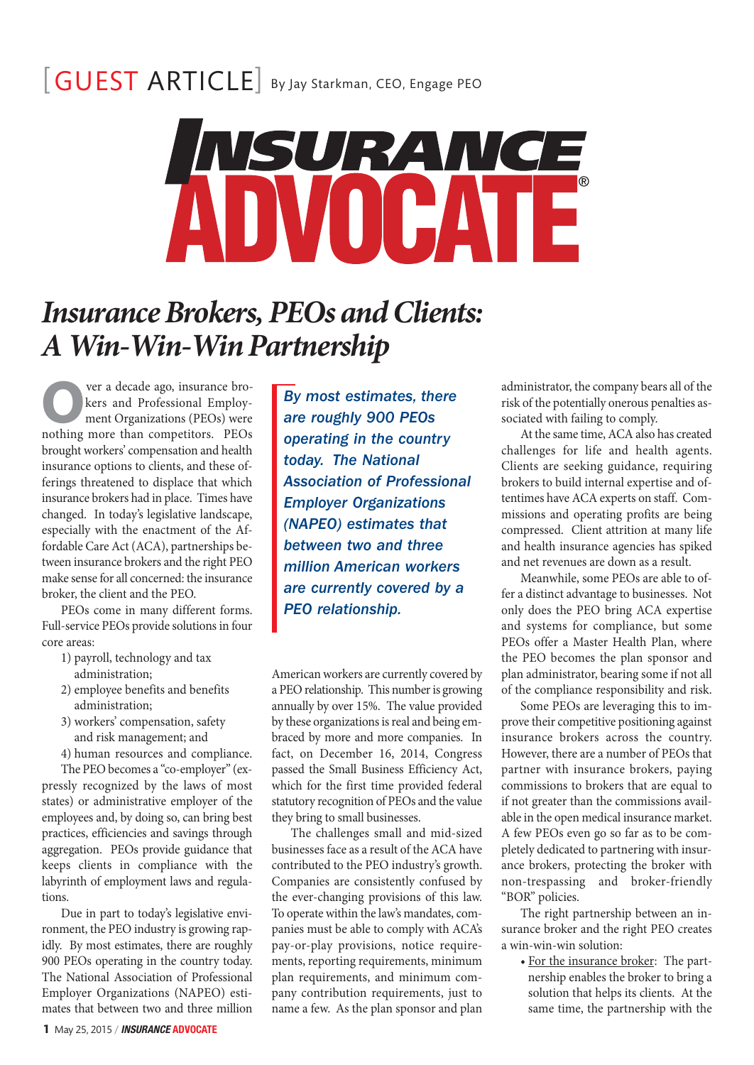[GUEST ARTICLE] By Jay Starkman, CEO, Engage PEO

# INSURANCE ADVOCATE®

## *Insurance Brokers, PEOs and Clients: A Win-Win-Win Partnership*

Over a decade ago, insurance brokers and Professional Employment Organizations (PEOs) were nothing more than competitors. PEOs brought workers' compensation and health insurance options to clients, and these offerings threatened to displace that which insurance brokers had in place. Times have changed. In today's legislative landscape, especially with the enactment of the Affordable Care Act (ACA), partnerships between insurance brokers and the right PEO make sense for all concerned: the insurance broker, the client and the PEO.

PEOs come in many different forms. Full-service PEOs provide solutions in four core areas:

1) payroll, technology and tax administration;
2) employee benefits and benefits administration;
3) workers' compensation, safety and risk management; and
4) human resources and compliance.

The PEO becomes a "co-employer" (expressly recognized by the laws of most states) or administrative employer of the employees and, by doing so, can bring best practices, efficiencies and savings through aggregation. PEOs provide guidance that keeps clients in compliance with the labyrinth of employment laws and regulations.

Due in part to today's legislative environment, the PEO industry is growing rapidly. By most estimates, there are roughly 900 PEOs operating in the country today. The National Association of Professional Employer Organizations (NAPEO) estimates that between two and three million American workers are currently covered by a PEO relationship. This number is growing annually by over 15%. The value provided by these organizations is real and being embraced by more and more companies. In fact, on December 16, 2014, Congress passed the Small Business Efficiency Act, which for the first time provided federal statutory recognition of PEOs and the value they bring to small businesses.

> *By most estimates, there are roughly 900 PEOs operating in the country today. The National Association of Professional Employer Organizations (NAPEO) estimates that between two and three million American workers are currently covered by a PEO relationship.*

The challenges small and mid-sized businesses face as a result of the ACA have contributed to the PEO industry's growth. Companies are consistently confused by the ever-changing provisions of this law. To operate within the law's mandates, companies must be able to comply with ACA's pay-or-play provisions, notice requirements, reporting requirements, minimum plan requirements, and minimum company contribution requirements, just to name a few. As the plan sponsor and plan administrator, the company bears all of the risk of the potentially onerous penalties associated with failing to comply.

At the same time, ACA also has created challenges for life and health agents. Clients are seeking guidance, requiring brokers to build internal expertise and oftentimes have ACA experts on staff. Commissions and operating profits are being compressed. Client attrition at many life and health insurance agencies has spiked and net revenues are down as a result.

Meanwhile, some PEOs are able to offer a distinct advantage to businesses. Not only does the PEO bring ACA expertise and systems for compliance, but some PEOs offer a Master Health Plan, where the PEO becomes the plan sponsor and plan administrator, bearing some if not all of the compliance responsibility and risk.

Some PEOs are leveraging this to improve their competitive positioning against insurance brokers across the country. However, there are a number of PEOs that partner with insurance brokers, paying commissions to brokers that are equal to if not greater than the commissions available in the open medical insurance market. A few PEOs even go so far as to be completely dedicated to partnering with insurance brokers, protecting the broker with non-trespassing and broker-friendly "BOR" policies.

The right partnership between an insurance broker and the right PEO creates a win-win-win solution:

- For the insurance broker: The partnership enables the broker to bring a solution that helps its clients. At the same time, the partnership with the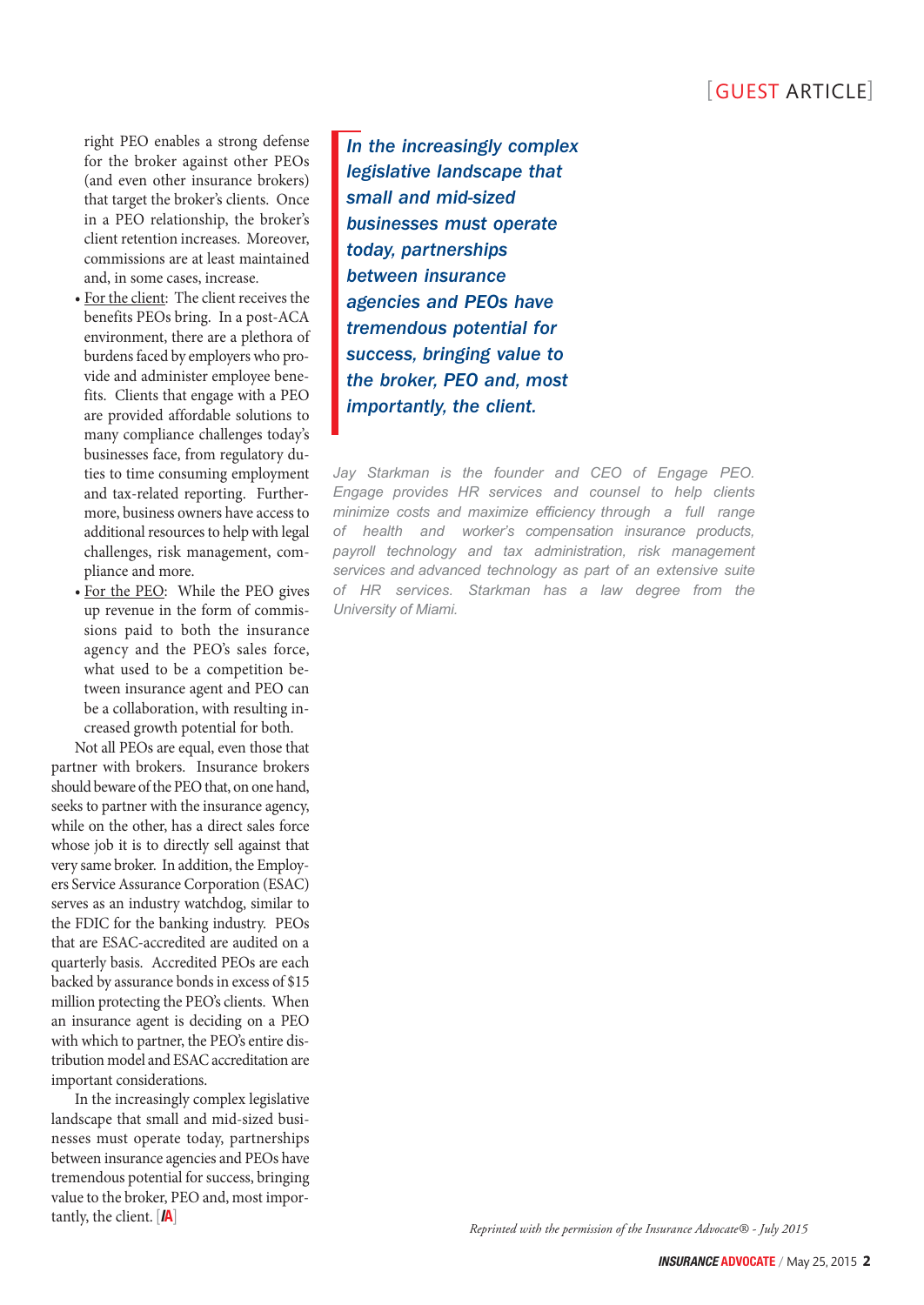right PEO enables a strong defense for the broker against other PEOs (and even other insurance brokers) that target the broker's clients. Once in a PEO relationship, the broker's client retention increases. Moreover, commissions are at least maintained and, in some cases, increase.

- For the client: The client receives the benefits PEOs bring. In a post-ACA environment, there are a plethora of burdens faced by employers who provide and administer employee benefits. Clients that engage with a PEO are provided affordable solutions to many compliance challenges today's businesses face, from regulatory duties to time consuming employment and tax-related reporting. Furthermore, business owners have access to additional resources to help with legal challenges, risk management, compliance and more.
- For the PEO: While the PEO gives up revenue in the form of commissions paid to both the insurance agency and the PEO's sales force, what used to be a competition between insurance agent and PEO can be a collaboration, with resulting increased growth potential for both.

Not all PEOs are equal, even those that partner with brokers. Insurance brokers should beware of the PEO that, on one hand, seeks to partner with the insurance agency, while on the other, has a direct sales force whose job it is to directly sell against that very same broker. In addition, the Employers Service Assurance Corporation (ESAC) serves as an industry watchdog, similar to the FDIC for the banking industry. PEOs that are ESAC-accredited are audited on a quarterly basis. Accredited PEOs are each backed by assurance bonds in excess of $15 million protecting the PEO's clients. When an insurance agent is deciding on a PEO with which to partner, the PEO's entire distribution model and ESAC accreditation are important considerations.

In the increasingly complex legislative landscape that small and mid-sized businesses must operate today, partnerships between insurance agencies and PEOs have tremendous potential for success, bringing value to the broker, PEO and, most importantly, the client. [IA]

***In the increasingly complex legislative landscape that small and mid-sized businesses must operate today, partnerships between insurance agencies and PEOs have tremendous potential for success, bringing value to the broker, PEO and, most importantly, the client.***

*Jay Starkman is the founder and CEO of Engage PEO. Engage provides HR services and counsel to help clients minimize costs and maximize efficiency through a full range of health and worker's compensation insurance products, payroll technology and tax administration, risk management services and advanced technology as part of an extensive suite of HR services. Starkman has a law degree from the University of Miami.*

*Reprinted with the permission of the Insurance Advocate® - July 2015*